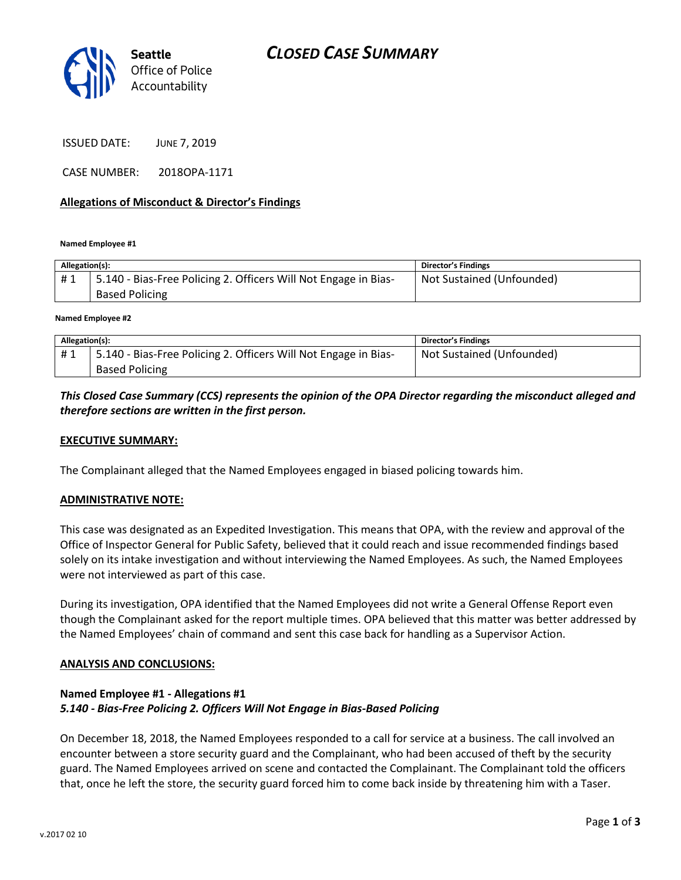Seattle Office of Police Accountability

# CLOSED CASE SUMMARY

ISSUED DATE: JUNE 7, 2019

CASE NUMBER: 2018OPA-1171

**Allegations of Misconduct & Director's Findings**

**Named Employee #1**

| Allegation(s): | | Director's Findings |
|---|---|---|
| # 1 | 5.140 - Bias-Free Policing 2. Officers Will Not Engage in Bias-Based Policing | Not Sustained (Unfounded) |

**Named Employee #2**

| Allegation(s): | | Director's Findings |
|---|---|---|
| # 1 | 5.140 - Bias-Free Policing 2. Officers Will Not Engage in Bias-Based Policing | Not Sustained (Unfounded) |

***This Closed Case Summary (CCS) represents the opinion of the OPA Director regarding the misconduct alleged and therefore sections are written in the first person.***

**EXECUTIVE SUMMARY:**

The Complainant alleged that the Named Employees engaged in biased policing towards him.

**ADMINISTRATIVE NOTE:**

This case was designated as an Expedited Investigation. This means that OPA, with the review and approval of the Office of Inspector General for Public Safety, believed that it could reach and issue recommended findings based solely on its intake investigation and without interviewing the Named Employees. As such, the Named Employees were not interviewed as part of this case.

During its investigation, OPA identified that the Named Employees did not write a General Offense Report even though the Complainant asked for the report multiple times. OPA believed that this matter was better addressed by the Named Employees' chain of command and sent this case back for handling as a Supervisor Action.

**ANALYSIS AND CONCLUSIONS:**

**Named Employee #1 - Allegations #1**
***5.140 - Bias-Free Policing 2. Officers Will Not Engage in Bias-Based Policing***

On December 18, 2018, the Named Employees responded to a call for service at a business. The call involved an encounter between a store security guard and the Complainant, who had been accused of theft by the security guard. The Named Employees arrived on scene and contacted the Complainant. The Complainant told the officers that, once he left the store, the security guard forced him to come back inside by threatening him with a Taser.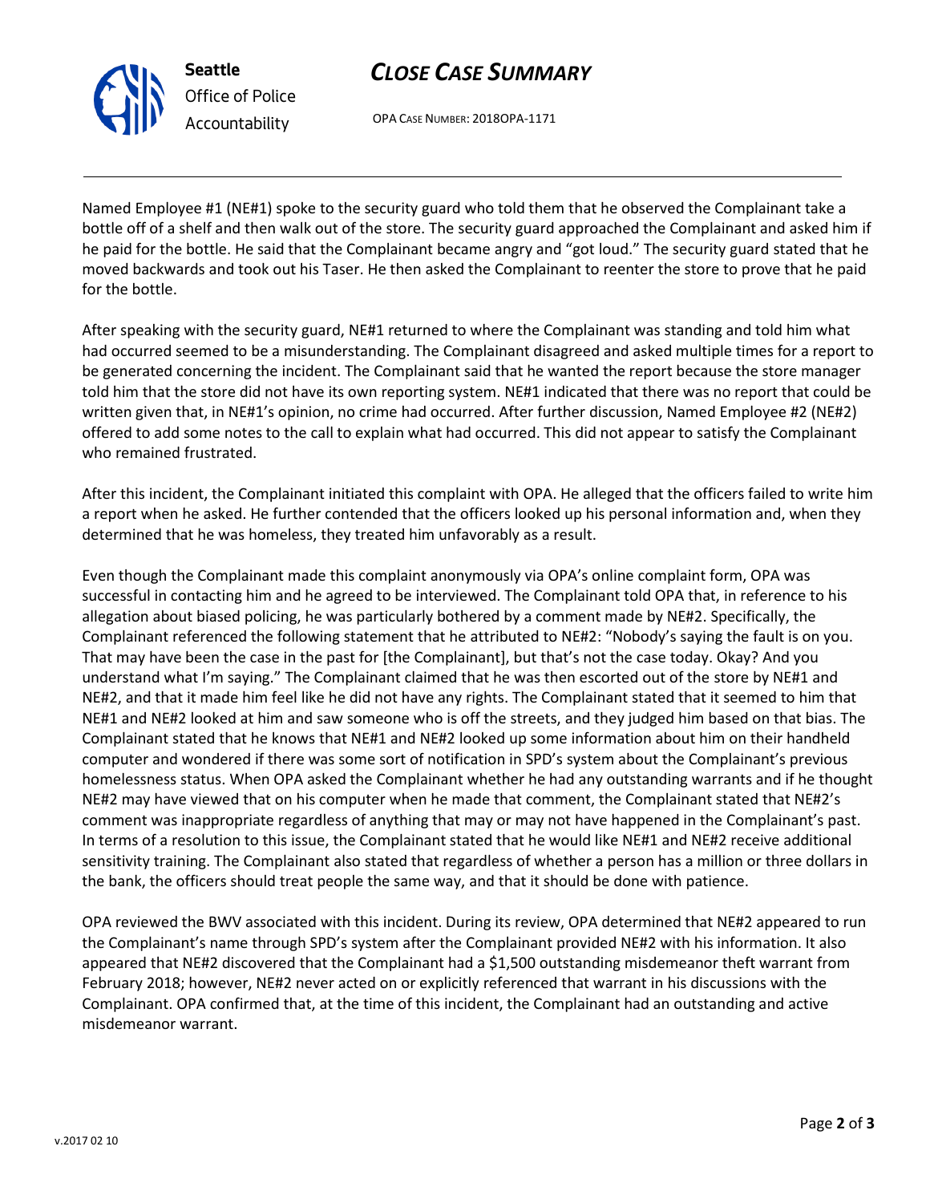Named Employee #1 (NE#1) spoke to the security guard who told them that he observed the Complainant take a bottle off of a shelf and then walk out of the store. The security guard approached the Complainant and asked him if he paid for the bottle. He said that the Complainant became angry and "got loud." The security guard stated that he moved backwards and took out his Taser. He then asked the Complainant to reenter the store to prove that he paid for the bottle.

After speaking with the security guard, NE#1 returned to where the Complainant was standing and told him what had occurred seemed to be a misunderstanding. The Complainant disagreed and asked multiple times for a report to be generated concerning the incident. The Complainant said that he wanted the report because the store manager told him that the store did not have its own reporting system. NE#1 indicated that there was no report that could be written given that, in NE#1's opinion, no crime had occurred. After further discussion, Named Employee #2 (NE#2) offered to add some notes to the call to explain what had occurred. This did not appear to satisfy the Complainant who remained frustrated.

After this incident, the Complainant initiated this complaint with OPA. He alleged that the officers failed to write him a report when he asked. He further contended that the officers looked up his personal information and, when they determined that he was homeless, they treated him unfavorably as a result.

Even though the Complainant made this complaint anonymously via OPA's online complaint form, OPA was successful in contacting him and he agreed to be interviewed. The Complainant told OPA that, in reference to his allegation about biased policing, he was particularly bothered by a comment made by NE#2. Specifically, the Complainant referenced the following statement that he attributed to NE#2: "Nobody's saying the fault is on you. That may have been the case in the past for [the Complainant], but that's not the case today. Okay? And you understand what I'm saying." The Complainant claimed that he was then escorted out of the store by NE#1 and NE#2, and that it made him feel like he did not have any rights. The Complainant stated that it seemed to him that NE#1 and NE#2 looked at him and saw someone who is off the streets, and they judged him based on that bias. The Complainant stated that he knows that NE#1 and NE#2 looked up some information about him on their handheld computer and wondered if there was some sort of notification in SPD's system about the Complainant's previous homelessness status. When OPA asked the Complainant whether he had any outstanding warrants and if he thought NE#2 may have viewed that on his computer when he made that comment, the Complainant stated that NE#2's comment was inappropriate regardless of anything that may or may not have happened in the Complainant's past. In terms of a resolution to this issue, the Complainant stated that he would like NE#1 and NE#2 receive additional sensitivity training. The Complainant also stated that regardless of whether a person has a million or three dollars in the bank, the officers should treat people the same way, and that it should be done with patience.

OPA reviewed the BWV associated with this incident. During its review, OPA determined that NE#2 appeared to run the Complainant's name through SPD's system after the Complainant provided NE#2 with his information. It also appeared that NE#2 discovered that the Complainant had a $1,500 outstanding misdemeanor theft warrant from February 2018; however, NE#2 never acted on or explicitly referenced that warrant in his discussions with the Complainant. OPA confirmed that, at the time of this incident, the Complainant had an outstanding and active misdemeanor warrant.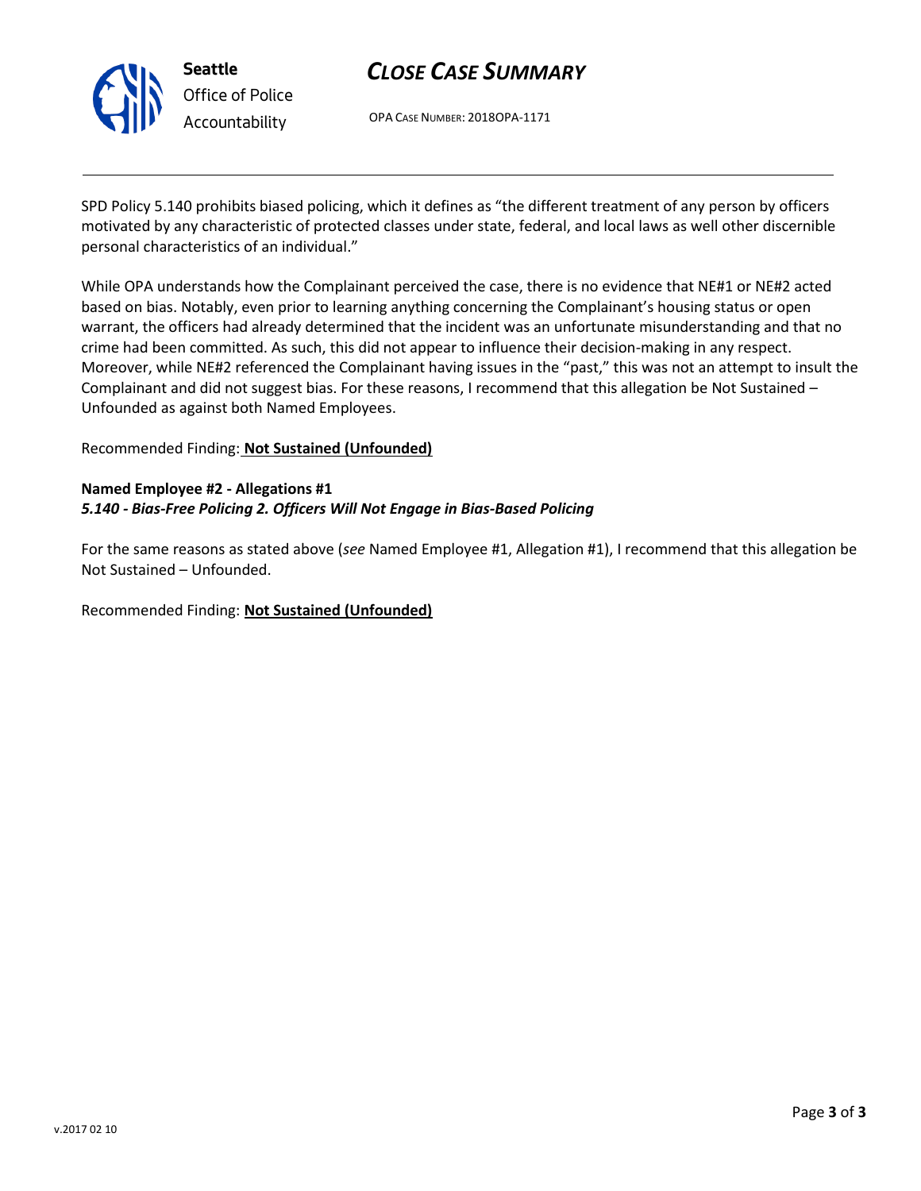SPD Policy 5.140 prohibits biased policing, which it defines as "the different treatment of any person by officers motivated by any characteristic of protected classes under state, federal, and local laws as well other discernible personal characteristics of an individual."

While OPA understands how the Complainant perceived the case, there is no evidence that NE#1 or NE#2 acted based on bias. Notably, even prior to learning anything concerning the Complainant's housing status or open warrant, the officers had already determined that the incident was an unfortunate misunderstanding and that no crime had been committed. As such, this did not appear to influence their decision-making in any respect. Moreover, while NE#2 referenced the Complainant having issues in the "past," this was not an attempt to insult the Complainant and did not suggest bias. For these reasons, I recommend that this allegation be Not Sustained – Unfounded as against both Named Employees.

Recommended Finding: **Not Sustained (Unfounded)**

**Named Employee #2 - Allegations #1**
***5.140 - Bias-Free Policing 2. Officers Will Not Engage in Bias-Based Policing***

For the same reasons as stated above (*see* Named Employee #1, Allegation #1), I recommend that this allegation be Not Sustained – Unfounded.

Recommended Finding: **Not Sustained (Unfounded)**